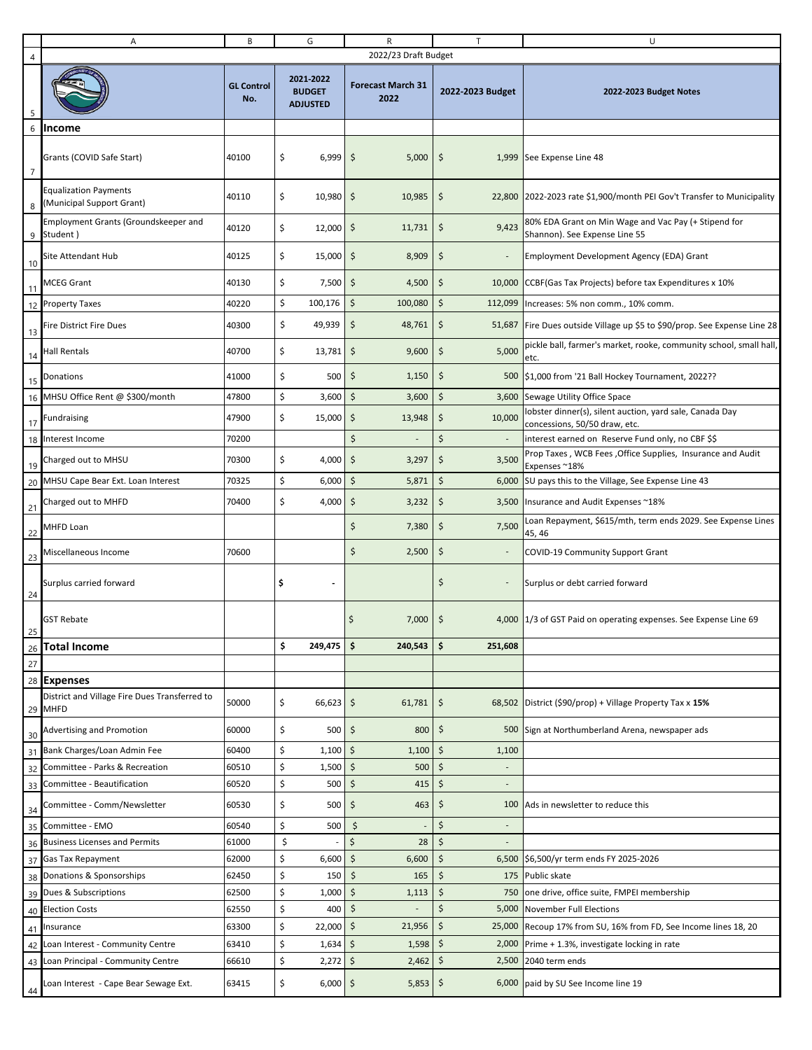2022/23 Draft Budget

| | GL Control No. | 2021-2022 BUDGET ADJUSTED | Forecast March 31 2022 | 2022-2023 Budget | 2022-2023 Budget Notes |
|---|---|---|---|---|---|
| **Income** | | | | | |
| Grants (COVID Safe Start) | 40100 | $ 6,999 | $ 5,000 | $ 1,999 | See Expense Line 48 |
| Equalization Payments (Municipal Support Grant) | 40110 | $ 10,980 | $ 10,985 | $ 22,800 | 2022-2023 rate $1,900/month PEI Gov't Transfer to Municipality |
| Employment Grants (Groundskeeper and Student ) | 40120 | $ 12,000 | $ 11,731 | $ 9,423 | 80% EDA Grant on Min Wage and Vac Pay (+ Stipend for Shannon). See Expense Line 55 |
| Site Attendant Hub | 40125 | $ 15,000 | $ 8,909 | $ - | Employment Development Agency (EDA) Grant |
| MCEG Grant | 40130 | $ 7,500 | $ 4,500 | $ 10,000 | CCBF(Gas Tax Projects) before tax Expenditures x 10% |
| Property Taxes | 40220 | $ 100,176 | $ 100,080 | $ 112,099 | Increases: 5% non comm., 10% comm. |
| Fire District Fire Dues | 40300 | $ 49,939 | $ 48,761 | $ 51,687 | Fire Dues outside Village up $5 to $90/prop. See Expense Line 28 |
| Hall Rentals | 40700 | $ 13,781 | $ 9,600 | $ 5,000 | pickle ball, farmer's market, rooke, community school, small hall, etc. |
| Donations | 41000 | $ 500 | $ 1,150 | $ 500 | $1,000 from '21 Ball Hockey Tournament, 2022?? |
| MHSU Office Rent @ $300/month | 47800 | $ 3,600 | $ 3,600 | $ 3,600 | Sewage Utility Office Space |
| Fundraising | 47900 | $ 15,000 | $ 13,948 | $ 10,000 | lobster dinner(s), silent auction, yard sale, Canada Day concessions, 50/50 draw, etc. |
| Interest Income | 70200 | | $ - | $ - | interest earned on Reserve Fund only, no CBF $$ |
| Charged out to MHSU | 70300 | $ 4,000 | $ 3,297 | $ 3,500 | Prop Taxes , WCB Fees ,Office Supplies, Insurance and Audit Expenses ~18% |
| MHSU Cape Bear Ext. Loan Interest | 70325 | $ 6,000 | $ 5,871 | $ 6,000 | SU pays this to the Village, See Expense Line 43 |
| Charged out to MHFD | 70400 | $ 4,000 | $ 3,232 | $ 3,500 | Insurance and Audit Expenses ~18% |
| MHFD Loan | | | $ 7,380 | $ 7,500 | Loan Repayment, $615/mth, term ends 2029. See Expense Lines 45, 46 |
| Miscellaneous Income | 70600 | | $ 2,500 | $ - | COVID-19 Community Support Grant |
| Surplus carried forward | | $ - | | $ - | Surplus or debt carried forward |
| GST Rebate | | | $ 7,000 | $ 4,000 | 1/3 of GST Paid on operating expenses. See Expense Line 69 |
| **Total Income** | | **$ 249,475** | **$ 240,543** | **$ 251,608** | |
| | | | | | |
| **Expenses** | | | | | |
| District and Village Fire Dues Transferred to MHFD | 50000 | $ 66,623 | $ 61,781 | $ 68,502 | District ($90/prop) + Village Property Tax x **15%** |
| Advertising and Promotion | 60000 | $ 500 | $ 800 | $ 500 | Sign at Northumberland Arena, newspaper ads |
| Bank Charges/Loan Admin Fee | 60400 | $ 1,100 | $ 1,100 | $ 1,100 | |
| Committee - Parks & Recreation | 60510 | $ 1,500 | $ 500 | $ - | |
| Committee - Beautification | 60520 | $ 500 | $ 415 | $ - | |
| Committee - Comm/Newsletter | 60530 | $ 500 | $ 463 | $ 100 | Ads in newsletter to reduce this |
| Committee - EMO | 60540 | $ 500 | $ - | $ - | |
| Business Licenses and Permits | 61000 | $ - | $ 28 | $ - | |
| Gas Tax Repayment | 62000 | $ 6,600 | $ 6,600 | $ 6,500 | $6,500/yr term ends FY 2025-2026 |
| Donations & Sponsorships | 62450 | $ 150 | $ 165 | $ 175 | Public skate |
| Dues & Subscriptions | 62500 | $ 1,000 | $ 1,113 | $ 750 | one drive, office suite, FMPEI membership |
| Election Costs | 62550 | $ 400 | $ - | $ 5,000 | November Full Elections |
| Insurance | 63300 | $ 22,000 | $ 21,956 | $ 25,000 | Recoup 17% from SU, 16% from FD, See Income lines 18, 20 |
| Loan Interest - Community Centre | 63410 | $ 1,634 | $ 1,598 | $ 2,000 | Prime + 1.3%, investigate locking in rate |
| Loan Principal - Community Centre | 66610 | $ 2,272 | $ 2,462 | $ 2,500 | 2040 term ends |
| Loan Interest - Cape Bear Sewage Ext. | 63415 | $ 6,000 | $ 5,853 | $ 6,000 | paid by SU See Income line 19 |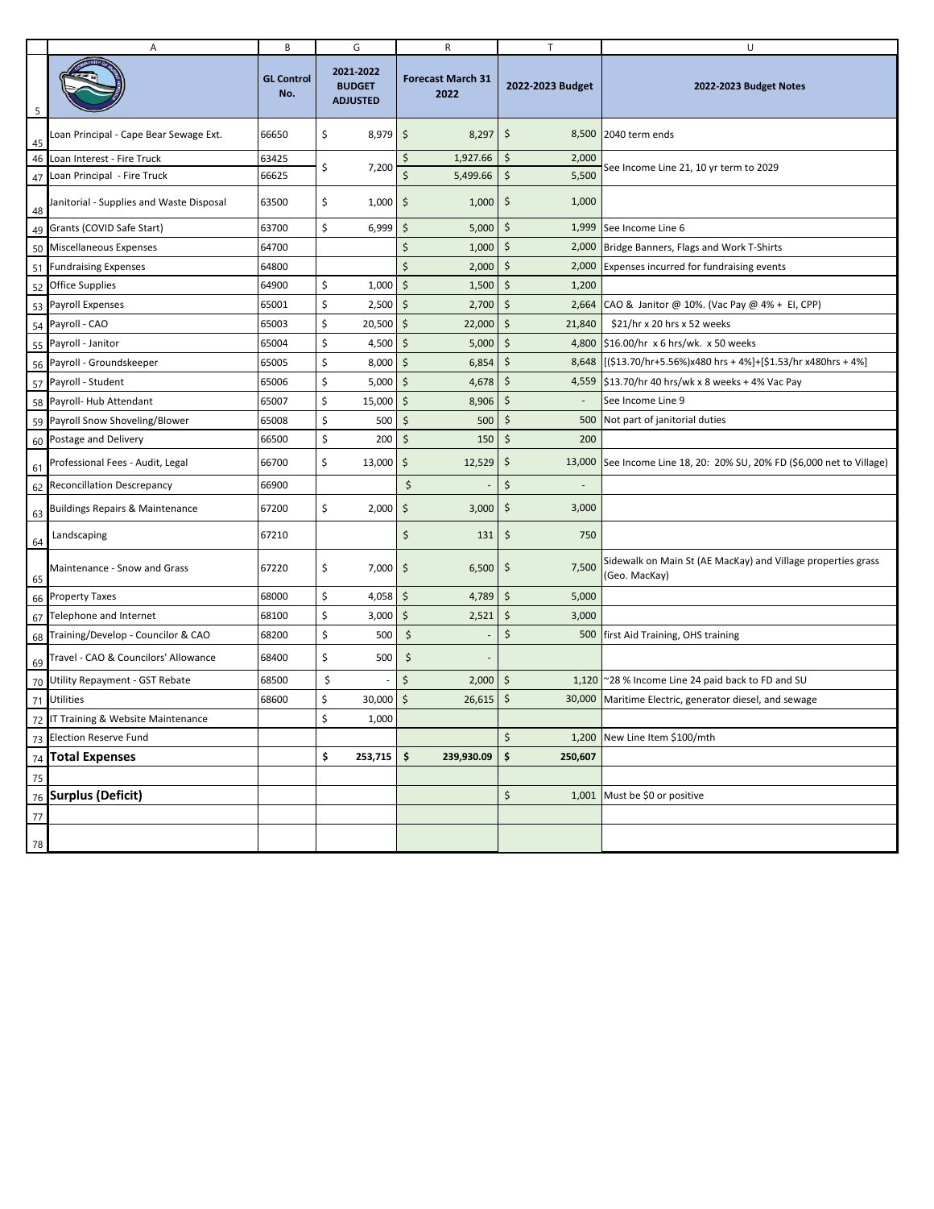| | A | B | G | R | T | U |
|---|---|---|---|---|---|---|
| 5 | | GL Control No. | 2021-2022 BUDGET ADJUSTED | Forecast March 31 2022 | 2022-2023 Budget | 2022-2023 Budget Notes |
| 45 | Loan Principal - Cape Bear Sewage Ext. | 66650 | $ 8,979 | $ 8,297 | $ 8,500 | 2040 term ends |
| 46 | Loan Interest - Fire Truck | 63425 | $ 7,200 | $ 1,927.66 | $ 2,000 | See Income Line 21, 10 yr term to 2029 |
| 47 | Loan Principal - Fire Truck | 66625 | | $ 5,499.66 | $ 5,500 | |
| 48 | Janitorial - Supplies and Waste Disposal | 63500 | $ 1,000 | $ 1,000 | $ 1,000 | |
| 49 | Grants (COVID Safe Start) | 63700 | $ 6,999 | $ 5,000 | $ 1,999 | See Income Line 6 |
| 50 | Miscellaneous Expenses | 64700 | | $ 1,000 | $ 2,000 | Bridge Banners, Flags and Work T-Shirts |
| 51 | Fundraising Expenses | 64800 | | $ 2,000 | $ 2,000 | Expenses incurred for fundraising events |
| 52 | Office Supplies | 64900 | $ 1,000 | $ 1,500 | $ 1,200 | |
| 53 | Payroll Expenses | 65001 | $ 2,500 | $ 2,700 | $ 2,664 | CAO & Janitor @ 10%. (Vac Pay @ 4% + EI, CPP) |
| 54 | Payroll - CAO | 65003 | $ 20,500 | $ 22,000 | $ 21,840 | $21/hr x 20 hrs x 52 weeks |
| 55 | Payroll - Janitor | 65004 | $ 4,500 | $ 5,000 | $ 4,800 | $16.00/hr x 6 hrs/wk. x 50 weeks |
| 56 | Payroll - Groundskeeper | 65005 | $ 8,000 | $ 6,854 | $ 8,648 | [($13.70/hr+5.56%)x480 hrs + 4%]+[$1.53/hr x480hrs + 4%] |
| 57 | Payroll - Student | 65006 | $ 5,000 | $ 4,678 | $ 4,559 | $13.70/hr 40 hrs/wk x 8 weeks + 4% Vac Pay |
| 58 | Payroll- Hub Attendant | 65007 | $ 15,000 | $ 8,906 | $ - | See Income Line 9 |
| 59 | Payroll Snow Shoveling/Blower | 65008 | $ 500 | $ 500 | $ 500 | Not part of janitorial duties |
| 60 | Postage and Delivery | 66500 | $ 200 | $ 150 | $ 200 | |
| 61 | Professional Fees - Audit, Legal | 66700 | $ 13,000 | $ 12,529 | $ 13,000 | See Income Line 18, 20: 20% SU, 20% FD ($6,000 net to Village) |
| 62 | Reconcillation Descrepancy | 66900 | | $ - | $ - | |
| 63 | Buildings Repairs & Maintenance | 67200 | $ 2,000 | $ 3,000 | $ 3,000 | |
| 64 | Landscaping | 67210 | | $ 131 | $ 750 | |
| 65 | Maintenance - Snow and Grass | 67220 | $ 7,000 | $ 6,500 | $ 7,500 | Sidewalk on Main St (AE MacKay) and Village properties grass (Geo. MacKay) |
| 66 | Property Taxes | 68000 | $ 4,058 | $ 4,789 | $ 5,000 | |
| 67 | Telephone and Internet | 68100 | $ 3,000 | $ 2,521 | $ 3,000 | |
| 68 | Training/Develop - Councilor & CAO | 68200 | $ 500 | $ - | $ 500 | first Aid Training, OHS training |
| 69 | Travel - CAO & Councilors' Allowance | 68400 | $ 500 | $ - | | |
| 70 | Utility Repayment - GST Rebate | 68500 | $ - | $ 2,000 | $ 1,120 | ~28 % Income Line 24 paid back to FD and SU |
| 71 | Utilities | 68600 | $ 30,000 | $ 26,615 | $ 30,000 | Maritime Electric, generator diesel, and sewage |
| 72 | IT Training & Website Maintenance | | $ 1,000 | | | |
| 73 | Election Reserve Fund | | | | $ 1,200 | New Line Item $100/mth |
| 74 | **Total Expenses** | | **$ 253,715** | **$ 239,930.09** | **$ 250,607** | |
| 75 | | | | | | |
| 76 | **Surplus (Deficit)** | | | | $ 1,001 | Must be $0 or positive |
| 77 | | | | | | |
| 78 | | | | | | |